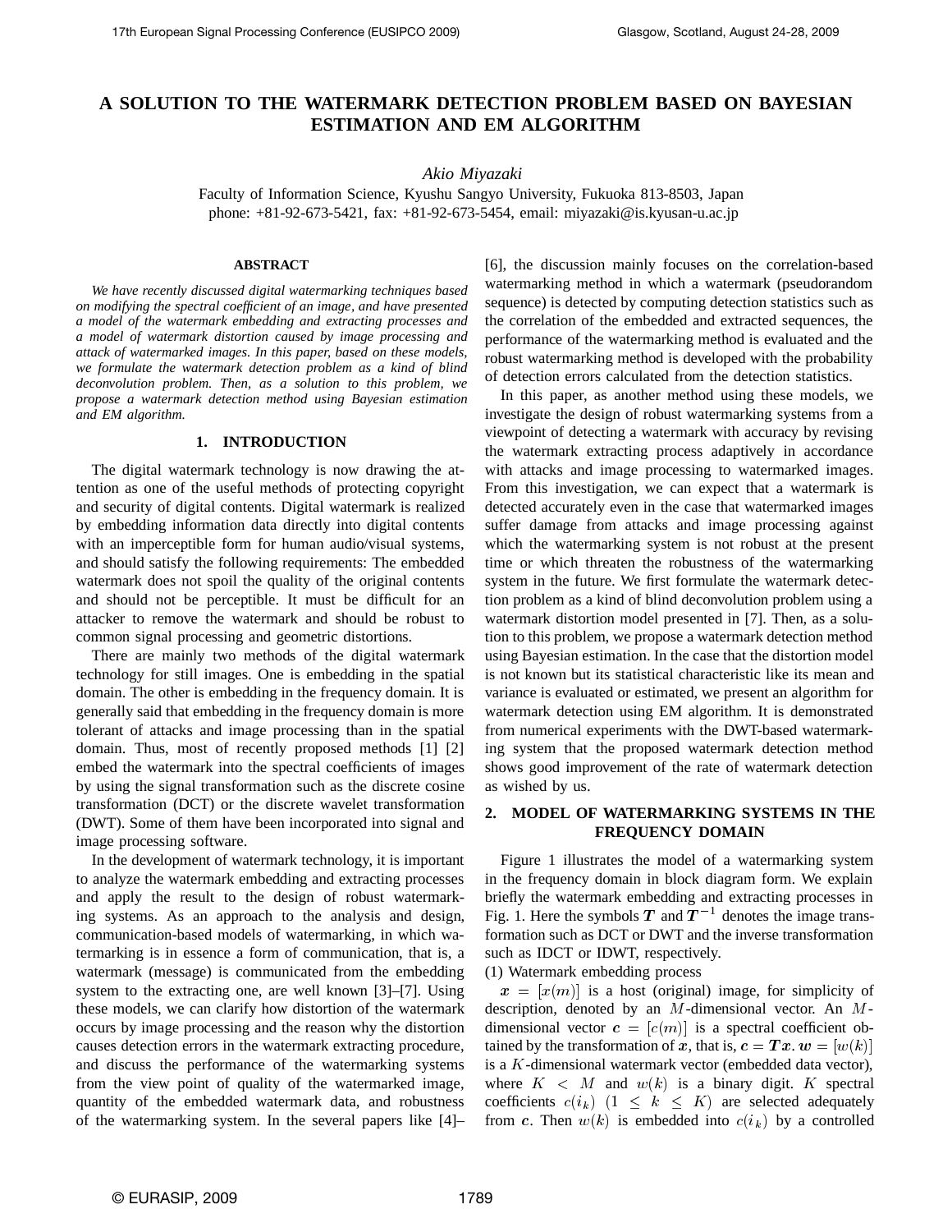# A SOLUTION TO THE WATERMARK DETECTION PROBLEM BASED ON BAYESIAN ESTIMATION AND EM ALGORITHM

*Akio Miyazaki*

Faculty of Information Science, Kyushu Sangyo University, Fukuoka 813-8503, Japan
phone: +81-92-673-5421, fax: +81-92-673-5454, email: miyazaki@is.kyusan-u.ac.jp

## ABSTRACT

*We have recently discussed digital watermarking techniques based on modifying the spectral coefficient of an image, and have presented a model of the watermark embedding and extracting processes and a model of watermark distortion caused by image processing and attack of watermarked images. In this paper, based on these models, we formulate the watermark detection problem as a kind of blind deconvolution problem. Then, as a solution to this problem, we propose a watermark detection method using Bayesian estimation and EM algorithm.*

## 1. INTRODUCTION

The digital watermark technology is now drawing the attention as one of the useful methods of protecting copyright and security of digital contents. Digital watermark is realized by embedding information data directly into digital contents with an imperceptible form for human audio/visual systems, and should satisfy the following requirements: The embedded watermark does not spoil the quality of the original contents and should not be perceptible. It must be difficult for an attacker to remove the watermark and should be robust to common signal processing and geometric distortions.

There are mainly two methods of the digital watermark technology for still images. One is embedding in the spatial domain. The other is embedding in the frequency domain. It is generally said that embedding in the frequency domain is more tolerant of attacks and image processing than in the spatial domain. Thus, most of recently proposed methods [1] [2] embed the watermark into the spectral coefficients of images by using the signal transformation such as the discrete cosine transformation (DCT) or the discrete wavelet transformation (DWT). Some of them have been incorporated into signal and image processing software.

In the development of watermark technology, it is important to analyze the watermark embedding and extracting processes and apply the result to the design of robust watermarking systems. As an approach to the analysis and design, communication-based models of watermarking, in which watermarking is in essence a form of communication, that is, a watermark (message) is communicated from the embedding system to the extracting one, are well known [3]–[7]. Using these models, we can clarify how distortion of the watermark occurs by image processing and the reason why the distortion causes detection errors in the watermark extracting procedure, and discuss the performance of the watermarking systems from the view point of quality of the watermarked image, quantity of the embedded watermark data, and robustness of the watermarking system. In the several papers like [4]–[6], the discussion mainly focuses on the correlation-based watermarking method in which a watermark (pseudorandom sequence) is detected by computing detection statistics such as the correlation of the embedded and extracted sequences, the performance of the watermarking method is evaluated and the robust watermarking method is developed with the probability of detection errors calculated from the detection statistics.

In this paper, as another method using these models, we investigate the design of robust watermarking systems from a viewpoint of detecting a watermark with accuracy by revising the watermark extracting process adaptively in accordance with attacks and image processing to watermarked images. From this investigation, we can expect that a watermark is detected accurately even in the case that watermarked images suffer damage from attacks and image processing against which the watermarking system is not robust at the present time or which threaten the robustness of the watermarking system in the future. We first formulate the watermark detection problem as a kind of blind deconvolution problem using a watermark distortion model presented in [7]. Then, as a solution to this problem, we propose a watermark detection method using Bayesian estimation. In the case that the distortion model is not known but its statistical characteristic like its mean and variance is evaluated or estimated, we present an algorithm for watermark detection using EM algorithm. It is demonstrated from numerical experiments with the DWT-based watermarking system that the proposed watermark detection method shows good improvement of the rate of watermark detection as wished by us.

## 2. MODEL OF WATERMARKING SYSTEMS IN THE FREQUENCY DOMAIN

Figure 1 illustrates the model of a watermarking system in the frequency domain in block diagram form. We explain briefly the watermark embedding and extracting processes in Fig. 1. Here the symbols $\boldsymbol{T}$ and $\boldsymbol{T}^{-1}$ denotes the image transformation such as DCT or DWT and the inverse transformation such as IDCT or IDWT, respectively.

(1) Watermark embedding process

$\boldsymbol{x} = [x(m)]$ is a host (original) image, for simplicity of description, denoted by an $M$-dimensional vector. An $M$-dimensional vector $\boldsymbol{c} = [c(m)]$ is a spectral coefficient obtained by the transformation of $\boldsymbol{x}$, that is, $\boldsymbol{c} = \boldsymbol{T}\boldsymbol{x}$. $\boldsymbol{w} = [w(k)]$ is a $K$-dimensional watermark vector (embedded data vector), where $K < M$ and $w(k)$ is a binary digit. $K$ spectral coefficients $c(i_k)$ $(1 \leq k \leq K)$ are selected adequately from $\boldsymbol{c}$. Then $w(k)$ is embedded into $c(i_k)$ by a controlled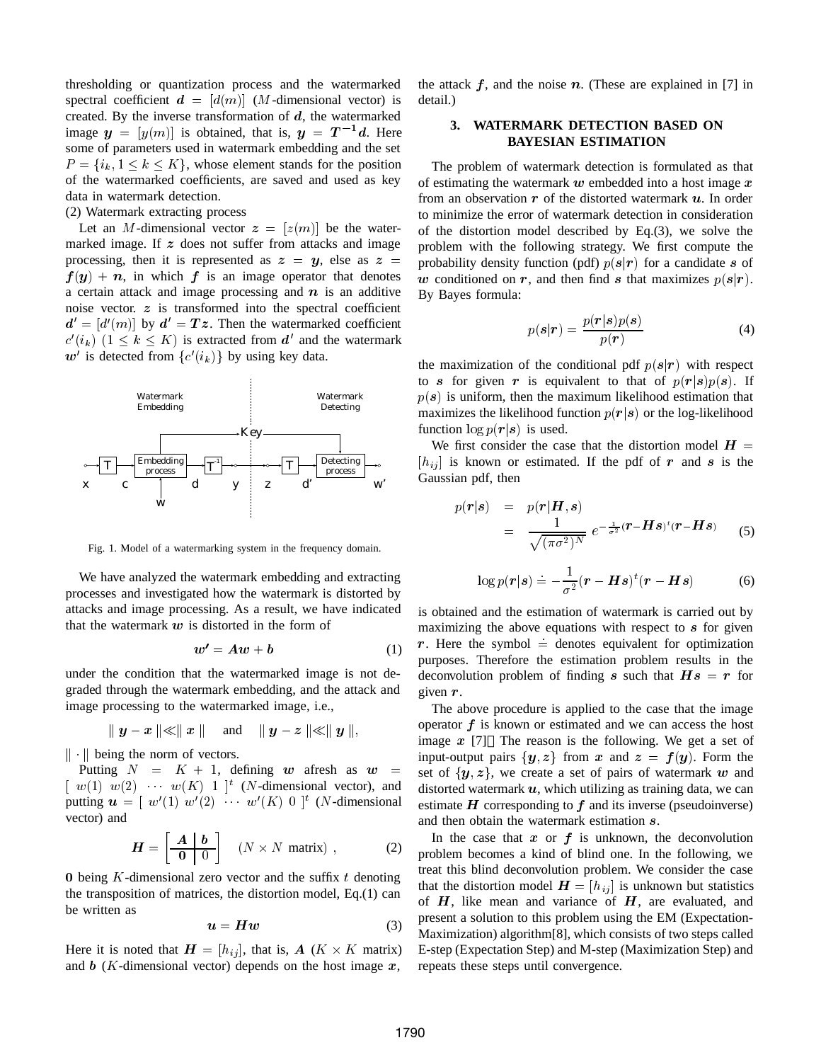thresholding or quantization process and the watermarked spectral coefficient $\boldsymbol{d} = [d(m)]$ ($M$-dimensional vector) is created. By the inverse transformation of $\boldsymbol{d}$, the watermarked image $\boldsymbol{y} = [y(m)]$ is obtained, that is, $\boldsymbol{y} = \boldsymbol{T}^{-1}\boldsymbol{d}$. Here some of parameters used in watermark embedding and the set $P = \{i_k, 1 \leq k \leq K\}$, whose element stands for the position of the watermarked coefficients, are saved and used as key data in watermark detection.

(2) Watermark extracting process

Let an $M$-dimensional vector $\boldsymbol{z} = [z(m)]$ be the watermarked image. If $\boldsymbol{z}$ does not suffer from attacks and image processing, then it is represented as $\boldsymbol{z} = \boldsymbol{y}$, else as $\boldsymbol{z} = \boldsymbol{f}(\boldsymbol{y}) + \boldsymbol{n}$, in which $\boldsymbol{f}$ is an image operator that denotes a certain attack and image processing and $\boldsymbol{n}$ is an additive noise vector. $\boldsymbol{z}$ is transformed into the spectral coefficient $\boldsymbol{d}' = [d'(m)]$ by $\boldsymbol{d}' = \boldsymbol{T}\boldsymbol{z}$. Then the watermarked coefficient $c'(i_k)$ $(1 \leq k \leq K)$ is extracted from $\boldsymbol{d}'$ and the watermark $\boldsymbol{w}'$ is detected from $\{c'(i_k)\}$ by using key data.

Fig. 1. Model of a watermarking system in the frequency domain.

We have analyzed the watermark embedding and extracting processes and investigated how the watermark is distorted by attacks and image processing. As a result, we have indicated that the watermark $\boldsymbol{w}$ is distorted in the form of

$$\boldsymbol{w}' = \boldsymbol{A}\boldsymbol{w} + \boldsymbol{b} \tag{1}$$

under the condition that the watermarked image is not degraded through the watermark embedding, and the attack and image processing to the watermarked image, i.e.,

$$\| \boldsymbol{y} - \boldsymbol{x} \| \ll \| \boldsymbol{x} \| \quad \text{and} \quad \| \boldsymbol{y} - \boldsymbol{z} \| \ll \| \boldsymbol{y} \|,$$

$\| \cdot \|$ being the norm of vectors.

Putting $N = K + 1$, defining $\boldsymbol{w}$ afresh as $\boldsymbol{w} = [\ w(1)\ w(2)\ \cdots\ w(K)\ 1\ ]^t$ ($N$-dimensional vector), and putting $\boldsymbol{u} = [\ w'(1)\ w'(2)\ \cdots\ w'(K)\ 0\ ]^t$ ($N$-dimensional vector) and

$$\boldsymbol{H} = \left[ \begin{array}{c|c} \boldsymbol{A} & \boldsymbol{b} \\ \hline \boldsymbol{0} & 0 \end{array} \right] \quad (N \times N \text{ matrix}) \ , \tag{2}$$

$\boldsymbol{0}$ being $K$-dimensional zero vector and the suffix $t$ denoting the transposition of matrices, the distortion model, Eq.(1) can be written as

$$\boldsymbol{u} = \boldsymbol{H}\boldsymbol{w} \tag{3}$$

Here it is noted that $\boldsymbol{H} = [h_{ij}]$, that is, $\boldsymbol{A}$ ($K \times K$ matrix) and $\boldsymbol{b}$ ($K$-dimensional vector) depends on the host image $\boldsymbol{x}$, the attack $\boldsymbol{f}$, and the noise $\boldsymbol{n}$. (These are explained in [7] in detail.)

## 3. WATERMARK DETECTION BASED ON BAYESIAN ESTIMATION

The problem of watermark detection is formulated as that of estimating the watermark $\boldsymbol{w}$ embedded into a host image $\boldsymbol{x}$ from an observation $\boldsymbol{r}$ of the distorted watermark $\boldsymbol{u}$. In order to minimize the error of watermark detection in consideration of the distortion model described by Eq.(3), we solve the problem with the following strategy. We first compute the probability density function (pdf) $p(\boldsymbol{s}|\boldsymbol{r})$ for a candidate $\boldsymbol{s}$ of $\boldsymbol{w}$ conditioned on $\boldsymbol{r}$, and then find $\boldsymbol{s}$ that maximizes $p(\boldsymbol{s}|\boldsymbol{r})$. By Bayes formula:

$$p(\boldsymbol{s}|\boldsymbol{r}) = \frac{p(\boldsymbol{r}|\boldsymbol{s})p(\boldsymbol{s})}{p(\boldsymbol{r})} \tag{4}$$

the maximization of the conditional pdf $p(\boldsymbol{s}|\boldsymbol{r})$ with respect to $\boldsymbol{s}$ for given $\boldsymbol{r}$ is equivalent to that of $p(\boldsymbol{r}|\boldsymbol{s})p(\boldsymbol{s})$. If $p(\boldsymbol{s})$ is uniform, then the maximum likelihood estimation that maximizes the likelihood function $p(\boldsymbol{r}|\boldsymbol{s})$ or the log-likelihood function $\log p(\boldsymbol{r}|\boldsymbol{s})$ is used.

We first consider the case that the distortion model $\boldsymbol{H} = [h_{ij}]$ is known or estimated. If the pdf of $\boldsymbol{r}$ and $\boldsymbol{s}$ is the Gaussian pdf, then

$$\begin{aligned} p(\boldsymbol{r}|\boldsymbol{s}) &= p(\boldsymbol{r}|\boldsymbol{H}, \boldsymbol{s}) \\ &= \frac{1}{\sqrt{(\pi\sigma^2)^N}}\ e^{-\frac{1}{\sigma^2}(\boldsymbol{r}-\boldsymbol{H}\boldsymbol{s})^t(\boldsymbol{r}-\boldsymbol{H}\boldsymbol{s})} \end{aligned} \tag{5}$$

$$\log p(\boldsymbol{r}|\boldsymbol{s}) \doteq -\frac{1}{\sigma^2}(\boldsymbol{r} - \boldsymbol{H}\boldsymbol{s})^t(\boldsymbol{r} - \boldsymbol{H}\boldsymbol{s}) \tag{6}$$

is obtained and the estimation of watermark is carried out by maximizing the above equations with respect to $\boldsymbol{s}$ for given $\boldsymbol{r}$. Here the symbol $\doteq$ denotes equivalent for optimization purposes. Therefore the estimation problem results in the deconvolution problem of finding $\boldsymbol{s}$ such that $\boldsymbol{H}\boldsymbol{s} = \boldsymbol{r}$ for given $\boldsymbol{r}$.

The above procedure is applied to the case that the image operator $\boldsymbol{f}$ is known or estimated and we can access the host image $\boldsymbol{x}$ [7]. The reason is the following. We get a set of input-output pairs $\{\boldsymbol{y}, \boldsymbol{z}\}$ from $\boldsymbol{x}$ and $\boldsymbol{z} = \boldsymbol{f}(\boldsymbol{y})$. Form the set of $\{\boldsymbol{y}, \boldsymbol{z}\}$, we create a set of pairs of watermark $\boldsymbol{w}$ and distorted watermark $\boldsymbol{u}$, which utilizing as training data, we can estimate $\boldsymbol{H}$ corresponding to $\boldsymbol{f}$ and its inverse (pseudoinverse) and then obtain the watermark estimation $\boldsymbol{s}$.

In the case that $\boldsymbol{x}$ or $\boldsymbol{f}$ is unknown, the deconvolution problem becomes a kind of blind one. In the following, we treat this blind deconvolution problem. We consider the case that the distortion model $\boldsymbol{H} = [h_{ij}]$ is unknown but statistics of $\boldsymbol{H}$, like mean and variance of $\boldsymbol{H}$, are evaluated, and present a solution to this problem using the EM (Expectation-Maximization) algorithm[8], which consists of two steps called E-step (Expectation Step) and M-step (Maximization Step) and repeats these steps until convergence.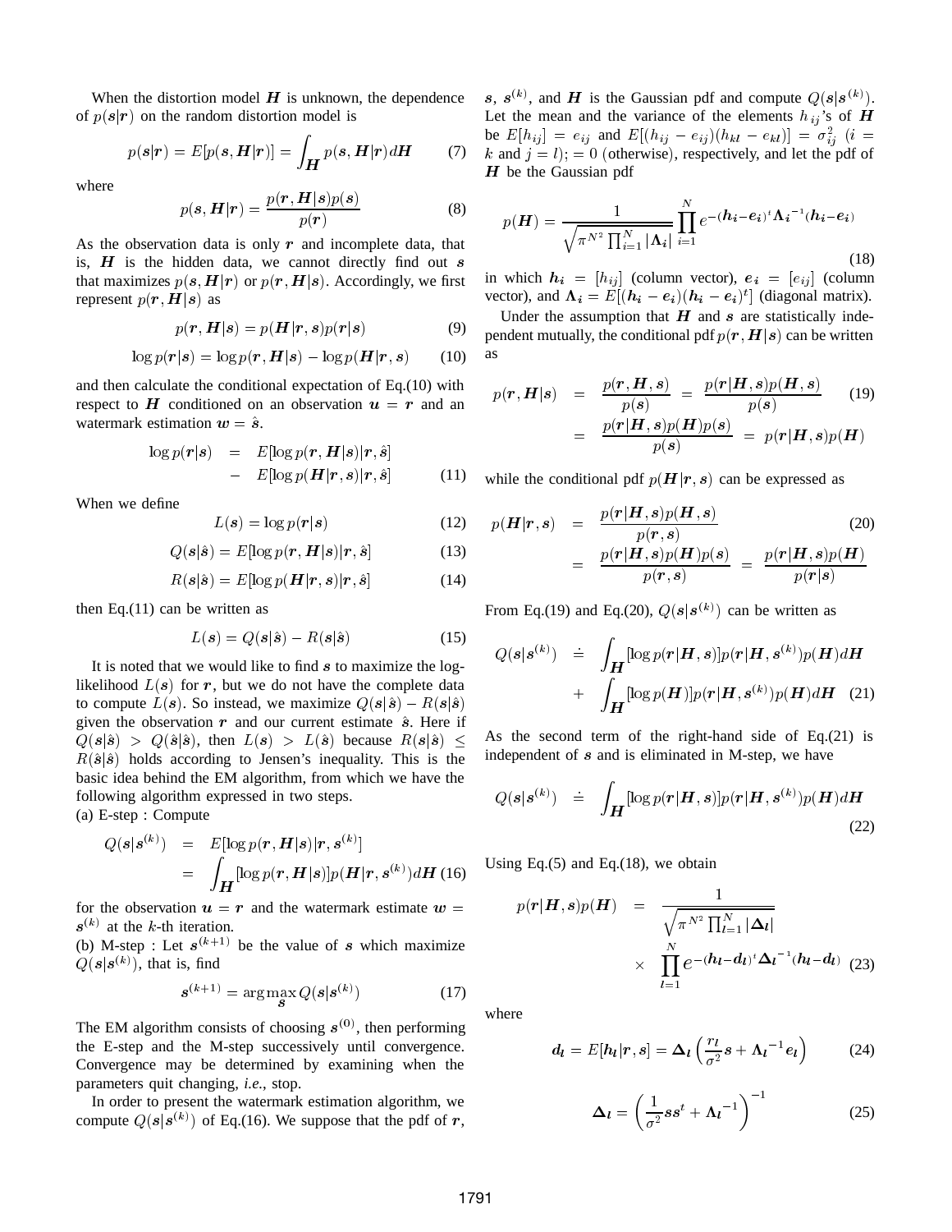When the distortion model $\boldsymbol{H}$ is unknown, the dependence of $p(\boldsymbol{s}|\boldsymbol{r})$ on the random distortion model is

$$p(\boldsymbol{s}|\boldsymbol{r}) = E[p(\boldsymbol{s}, \boldsymbol{H}|\boldsymbol{r})] = \int_{\boldsymbol{H}} p(\boldsymbol{s}, \boldsymbol{H}|\boldsymbol{r}) d\boldsymbol{H} \tag{7}$$

where

$$p(\boldsymbol{s}, \boldsymbol{H}|\boldsymbol{r}) = \frac{p(\boldsymbol{r}, \boldsymbol{H}|\boldsymbol{s})p(\boldsymbol{s})}{p(\boldsymbol{r})} \tag{8}$$

As the observation data is only $\boldsymbol{r}$ and incomplete data, that is, $\boldsymbol{H}$ is the hidden data, we cannot directly find out $\boldsymbol{s}$ that maximizes $p(\boldsymbol{s}, \boldsymbol{H}|\boldsymbol{r})$ or $p(\boldsymbol{r}, \boldsymbol{H}|\boldsymbol{s})$. Accordingly, we first represent $p(\boldsymbol{r}, \boldsymbol{H}|\boldsymbol{s})$ as

$$p(\boldsymbol{r}, \boldsymbol{H}|\boldsymbol{s}) = p(\boldsymbol{H}|\boldsymbol{r}, \boldsymbol{s})p(\boldsymbol{r}|\boldsymbol{s}) \tag{9}$$

$$\log p(\boldsymbol{r}|\boldsymbol{s}) = \log p(\boldsymbol{r}, \boldsymbol{H}|\boldsymbol{s}) - \log p(\boldsymbol{H}|\boldsymbol{r}, \boldsymbol{s}) \tag{10}$$

and then calculate the conditional expectation of Eq.(10) with respect to $\boldsymbol{H}$ conditioned on an observation $\boldsymbol{u} = \boldsymbol{r}$ and an watermark estimation $\boldsymbol{w} = \hat{\boldsymbol{s}}$.

$$\begin{aligned}\log p(\boldsymbol{r}|\boldsymbol{s}) &= E[\log p(\boldsymbol{r}, \boldsymbol{H}|\boldsymbol{s})|\boldsymbol{r}, \hat{\boldsymbol{s}}] \\ &- E[\log p(\boldsymbol{H}|\boldsymbol{r}, \boldsymbol{s})|\boldsymbol{r}, \hat{\boldsymbol{s}}]\end{aligned} \tag{11}$$

When we define

$$L(\boldsymbol{s}) = \log p(\boldsymbol{r}|\boldsymbol{s}) \tag{12}$$

$$Q(\boldsymbol{s}|\hat{\boldsymbol{s}}) = E[\log p(\boldsymbol{r}, \boldsymbol{H}|\boldsymbol{s})|\boldsymbol{r}, \hat{\boldsymbol{s}}] \tag{13}$$

$$R(\boldsymbol{s}|\hat{\boldsymbol{s}}) = E[\log p(\boldsymbol{H}|\boldsymbol{r}, \boldsymbol{s})|\boldsymbol{r}, \hat{\boldsymbol{s}}] \tag{14}$$

then Eq.(11) can be written as

$$L(\boldsymbol{s}) = Q(\boldsymbol{s}|\hat{\boldsymbol{s}}) - R(\boldsymbol{s}|\hat{\boldsymbol{s}}) \tag{15}$$

It is noted that we would like to find $\boldsymbol{s}$ to maximize the log-likelihood $L(\boldsymbol{s})$ for $\boldsymbol{r}$, but we do not have the complete data to compute $L(\boldsymbol{s})$. So instead, we maximize $Q(\boldsymbol{s}|\hat{\boldsymbol{s}}) - R(\boldsymbol{s}|\hat{\boldsymbol{s}})$ given the observation $\boldsymbol{r}$ and our current estimate $\hat{\boldsymbol{s}}$. Here if $Q(\boldsymbol{s}|\hat{\boldsymbol{s}}) > Q(\hat{\boldsymbol{s}}|\hat{\boldsymbol{s}})$, then $L(\boldsymbol{s}) > L(\hat{\boldsymbol{s}})$ because $R(\boldsymbol{s}|\hat{\boldsymbol{s}}) \leq R(\hat{\boldsymbol{s}}|\hat{\boldsymbol{s}})$ holds according to Jensen's inequality. This is the basic idea behind the EM algorithm, from which we have the following algorithm expressed in two steps.

(a) E-step : Compute

$$\begin{aligned}Q(\boldsymbol{s}|\boldsymbol{s}^{(k)}) &= E[\log p(\boldsymbol{r}, \boldsymbol{H}|\boldsymbol{s})|\boldsymbol{r}, \boldsymbol{s}^{(k)}] \\ &= \int_{\boldsymbol{H}} [\log p(\boldsymbol{r}, \boldsymbol{H}|\boldsymbol{s})] p(\boldsymbol{H}|\boldsymbol{r}, \boldsymbol{s}^{(k)}) d\boldsymbol{H}\end{aligned} \tag{16}$$

for the observation $\boldsymbol{u} = \boldsymbol{r}$ and the watermark estimate $\boldsymbol{w} = \boldsymbol{s}^{(k)}$ at the $k$-th iteration.

(b) M-step : Let $\boldsymbol{s}^{(k+1)}$ be the value of $\boldsymbol{s}$ which maximize $Q(\boldsymbol{s}|\boldsymbol{s}^{(k)})$, that is, find

$$\boldsymbol{s}^{(k+1)} = \arg\max_{\boldsymbol{s}} Q(\boldsymbol{s}|\boldsymbol{s}^{(k)}) \tag{17}$$

The EM algorithm consists of choosing $\boldsymbol{s}^{(0)}$, then performing the E-step and the M-step successively until convergence. Convergence may be determined by examining when the parameters quit changing, *i.e.*, stop.

In order to present the watermark estimation algorithm, we compute $Q(\boldsymbol{s}|\boldsymbol{s}^{(k)})$ of Eq.(16). We suppose that the pdf of $\boldsymbol{r}$, $\boldsymbol{s}$, $\boldsymbol{s}^{(k)}$, and $\boldsymbol{H}$ is the Gaussian pdf and compute $Q(\boldsymbol{s}|\boldsymbol{s}^{(k)})$. Let the mean and the variance of the elements $h_{ij}$'s of $\boldsymbol{H}$ be $E[h_{ij}] = e_{ij}$ and $E[(h_{ij} - e_{ij})(h_{kl} - e_{kl})] = \sigma_{ij}^2$ ($i = k$ and $j = l$); $= 0$ (otherwise), respectively, and let the pdf of $\boldsymbol{H}$ be the Gaussian pdf

$$p(\boldsymbol{H}) = \frac{1}{\sqrt{\pi^{N^2} \prod_{i=1}^{N} |\boldsymbol{\Lambda}_i|}} \prod_{i=1}^{N} e^{-(\boldsymbol{h}_i - \boldsymbol{e}_i)^t \boldsymbol{\Lambda}_i^{-1} (\boldsymbol{h}_i - \boldsymbol{e}_i)} \tag{18}$$

in which $\boldsymbol{h}_i = [h_{ij}]$ (column vector), $\boldsymbol{e}_i = [e_{ij}]$ (column vector), and $\boldsymbol{\Lambda}_i = E[(\boldsymbol{h}_i - \boldsymbol{e}_i)(\boldsymbol{h}_i - \boldsymbol{e}_i)^t]$ (diagonal matrix).

Under the assumption that $\boldsymbol{H}$ and $\boldsymbol{s}$ are statistically independent mutually, the conditional pdf $p(\boldsymbol{r}, \boldsymbol{H}|\boldsymbol{s})$ can be written as

$$\begin{aligned}p(\boldsymbol{r}, \boldsymbol{H}|\boldsymbol{s}) &= \frac{p(\boldsymbol{r}, \boldsymbol{H}, \boldsymbol{s})}{p(\boldsymbol{s})} = \frac{p(\boldsymbol{r}|\boldsymbol{H}, \boldsymbol{s})p(\boldsymbol{H}, \boldsymbol{s})}{p(\boldsymbol{s})} \\ &= \frac{p(\boldsymbol{r}|\boldsymbol{H}, \boldsymbol{s})p(\boldsymbol{H})p(\boldsymbol{s})}{p(\boldsymbol{s})} = p(\boldsymbol{r}|\boldsymbol{H}, \boldsymbol{s})p(\boldsymbol{H})\end{aligned} \tag{19}$$

while the conditional pdf $p(\boldsymbol{H}|\boldsymbol{r}, \boldsymbol{s})$ can be expressed as

$$\begin{aligned}p(\boldsymbol{H}|\boldsymbol{r}, \boldsymbol{s}) &= \frac{p(\boldsymbol{r}|\boldsymbol{H}, \boldsymbol{s})p(\boldsymbol{H}, \boldsymbol{s})}{p(\boldsymbol{r}, \boldsymbol{s})} \\ &= \frac{p(\boldsymbol{r}|\boldsymbol{H}, \boldsymbol{s})p(\boldsymbol{H})p(\boldsymbol{s})}{p(\boldsymbol{r}, \boldsymbol{s})} = \frac{p(\boldsymbol{r}|\boldsymbol{H}, \boldsymbol{s})p(\boldsymbol{H})}{p(\boldsymbol{r}|\boldsymbol{s})}\end{aligned} \tag{20}$$

From Eq.(19) and Eq.(20), $Q(\boldsymbol{s}|\boldsymbol{s}^{(k)})$ can be written as

$$\begin{aligned}Q(\boldsymbol{s}|\boldsymbol{s}^{(k)}) &\doteq \int_{\boldsymbol{H}} [\log p(\boldsymbol{r}|\boldsymbol{H}, \boldsymbol{s})] p(\boldsymbol{r}|\boldsymbol{H}, \boldsymbol{s}^{(k)}) p(\boldsymbol{H}) d\boldsymbol{H} \\ &+ \int_{\boldsymbol{H}} [\log p(\boldsymbol{H})] p(\boldsymbol{r}|\boldsymbol{H}, \boldsymbol{s}^{(k)}) p(\boldsymbol{H}) d\boldsymbol{H}\end{aligned} \tag{21}$$

As the second term of the right-hand side of Eq.(21) is independent of $\boldsymbol{s}$ and is eliminated in M-step, we have

$$Q(\boldsymbol{s}|\boldsymbol{s}^{(k)}) \doteq \int_{\boldsymbol{H}} [\log p(\boldsymbol{r}|\boldsymbol{H}, \boldsymbol{s})] p(\boldsymbol{r}|\boldsymbol{H}, \boldsymbol{s}^{(k)}) p(\boldsymbol{H}) d\boldsymbol{H} \tag{22}$$

Using Eq.(5) and Eq.(18), we obtain

$$\begin{aligned}p(\boldsymbol{r}|\boldsymbol{H}, \boldsymbol{s})p(\boldsymbol{H}) &= \frac{1}{\sqrt{\pi^{N^2} \prod_{l=1}^{N} |\boldsymbol{\Delta}_l|}} \\ &\times \prod_{l=1}^{N} e^{-(\boldsymbol{h}_l - \boldsymbol{d}_l)^t \boldsymbol{\Delta}_l^{-1} (\boldsymbol{h}_l - \boldsymbol{d}_l)}\end{aligned} \tag{23}$$

where

$$\boldsymbol{d}_l = E[\boldsymbol{h}_l|\boldsymbol{r}, \boldsymbol{s}] = \boldsymbol{\Delta}_l \left( \frac{r_l}{\sigma^2} \boldsymbol{s} + \boldsymbol{\Lambda}_l^{-1} \boldsymbol{e}_l \right) \tag{24}$$

$$\boldsymbol{\Delta}_l = \left( \frac{1}{\sigma^2} \boldsymbol{s}\boldsymbol{s}^t + \boldsymbol{\Lambda}_l^{-1} \right)^{-1} \tag{25}$$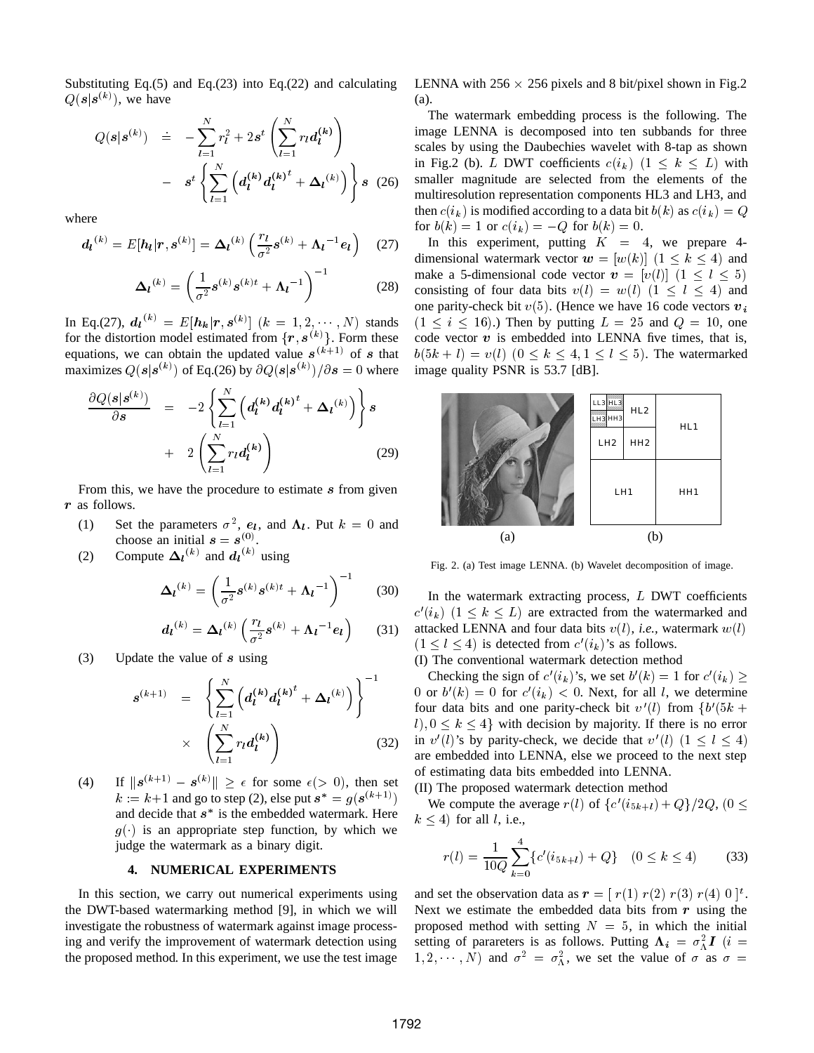Substituting Eq.(5) and Eq.(23) into Eq.(22) and calculating $Q(\boldsymbol{s}|\boldsymbol{s}^{(k)})$, we have

$$
\begin{aligned}
Q(\boldsymbol{s}|\boldsymbol{s}^{(k)}) \;\doteq\; & -\sum_{l=1}^{N} r_l^2 + 2\boldsymbol{s}^t \left( \sum_{l=1}^{N} r_l \boldsymbol{d}_l^{(k)} \right) \\
& - \; \boldsymbol{s}^t \left\{ \sum_{l=1}^{N} \left( \boldsymbol{d}_l^{(k)} {\boldsymbol{d}_l^{(k)}}^t + \boldsymbol{\Delta}_l{}^{(k)} \right) \right\} \boldsymbol{s} \quad (26)
\end{aligned}
$$

where

$$
\boldsymbol{d}_l{}^{(k)} = E[\boldsymbol{h}_l|\boldsymbol{r}, \boldsymbol{s}^{(k)}] = \boldsymbol{\Delta}_l{}^{(k)} \left( \frac{r_l}{\sigma^2} \boldsymbol{s}^{(k)} + \boldsymbol{\Lambda}_l{}^{-1} \boldsymbol{e}_l \right) \quad (27)
$$

$$
\boldsymbol{\Delta}_l{}^{(k)} = \left( \frac{1}{\sigma^2} \boldsymbol{s}^{(k)} \boldsymbol{s}^{(k)t} + \boldsymbol{\Lambda}_l{}^{-1} \right)^{-1} \quad (28)
$$

In Eq.(27), $\boldsymbol{d}_l{}^{(k)} = E[\boldsymbol{h}_k|\boldsymbol{r}, \boldsymbol{s}^{(k)}]$ $(k = 1, 2, \cdots, N)$ stands for the distortion model estimated from $\{\boldsymbol{r}, \boldsymbol{s}^{(k)}\}$. Form these equations, we can obtain the updated value $\boldsymbol{s}^{(k+1)}$ of $\boldsymbol{s}$ that maximizes $Q(\boldsymbol{s}|\boldsymbol{s}^{(k)})$ of Eq.(26) by $\partial Q(\boldsymbol{s}|\boldsymbol{s}^{(k)})/\partial \boldsymbol{s} = 0$ where

$$
\begin{aligned}
\frac{\partial Q(\boldsymbol{s}|\boldsymbol{s}^{(k)})}{\partial \boldsymbol{s}} \;=\; & -2 \left\{ \sum_{l=1}^{N} \left( \boldsymbol{d}_l^{(k)} {\boldsymbol{d}_l^{(k)}}^t + \boldsymbol{\Delta}_l{}^{(k)} \right) \right\} \boldsymbol{s} \\
& + \; 2 \left( \sum_{l=1}^{N} r_l \boldsymbol{d}_l^{(k)} \right) \quad (29)
\end{aligned}
$$

From this, we have the procedure to estimate $\boldsymbol{s}$ from given $\boldsymbol{r}$ as follows.

(1) Set the parameters $\sigma^2$, $\boldsymbol{e}_l$, and $\boldsymbol{\Lambda}_l$. Put $k = 0$ and choose an initial $\boldsymbol{s} = \boldsymbol{s}^{(0)}$.

(2) Compute $\boldsymbol{\Delta}_l{}^{(k)}$ and $\boldsymbol{d}_l{}^{(k)}$ using

$$
\boldsymbol{\Delta}_l{}^{(k)} = \left( \frac{1}{\sigma^2} \boldsymbol{s}^{(k)} \boldsymbol{s}^{(k)t} + \boldsymbol{\Lambda}_l{}^{-1} \right)^{-1} \quad (30)
$$

$$
\boldsymbol{d}_l{}^{(k)} = \boldsymbol{\Delta}_l{}^{(k)} \left( \frac{r_l}{\sigma^2} \boldsymbol{s}^{(k)} + \boldsymbol{\Lambda}_l{}^{-1} \boldsymbol{e}_l \right) \quad (31)
$$

(3) Update the value of $\boldsymbol{s}$ using

$$
\begin{aligned}
\boldsymbol{s}^{(k+1)} \;=\; & \left\{ \sum_{l=1}^{N} \left( \boldsymbol{d}_l^{(k)} {\boldsymbol{d}_l^{(k)}}^t + \boldsymbol{\Delta}_l{}^{(k)} \right) \right\}^{-1} \\
& \times \; \left( \sum_{l=1}^{N} r_l \boldsymbol{d}_l^{(k)} \right) \quad (32)
\end{aligned}
$$

(4) If $\|\boldsymbol{s}^{(k+1)} - \boldsymbol{s}^{(k)}\| \geq \epsilon$ for some $\epsilon (> 0)$, then set $k := k+1$ and go to step (2), else put $\boldsymbol{s}^* = g(\boldsymbol{s}^{(k+1)})$ and decide that $\boldsymbol{s}^*$ is the embedded watermark. Here $g(\cdot)$ is an appropriate step function, by which we judge the watermark as a binary digit.

## 4. NUMERICAL EXPERIMENTS

In this section, we carry out numerical experiments using the DWT-based watermarking method [9], in which we will investigate the robustness of watermark against image processing and verify the improvement of watermark detection using the proposed method. In this experiment, we use the test image LENNA with $256 \times 256$ pixels and 8 bit/pixel shown in Fig.2 (a).

The watermark embedding process is the following. The image LENNA is decomposed into ten subbands for three scales by using the Daubechies wavelet with 8-tap as shown in Fig.2 (b). $L$ DWT coefficients $c(i_k)$ $(1 \leq k \leq L)$ with smaller magnitude are selected from the elements of the multiresolution representation components HL3 and LH3, and then $c(i_k)$ is modified according to a data bit $b(k)$ as $c(i_k) = Q$ for $b(k) = 1$ or $c(i_k) = -Q$ for $b(k) = 0$.

In this experiment, putting $K = 4$, we prepare 4-dimensional watermark vector $\boldsymbol{w} = [w(k)]$ $(1 \leq k \leq 4)$ and make a 5-dimensional code vector $\boldsymbol{v} = [v(l)]$ $(1 \leq l \leq 5)$ consisting of four data bits $v(l) = w(l)$ $(1 \leq l \leq 4)$ and one parity-check bit $v(5)$. (Hence we have 16 code vectors $\boldsymbol{v}_i$ $(1 \leq i \leq 16)$.) Then by putting $L = 25$ and $Q = 10$, one code vector $\boldsymbol{v}$ is embedded into LENNA five times, that is, $b(5k + l) = v(l)$ $(0 \leq k \leq 4, 1 \leq l \leq 5)$. The watermarked image quality PSNR is 53.7 [dB].

Fig. 2. (a) Test image LENNA. (b) Wavelet decomposition of image.

In the watermark extracting process, $L$ DWT coefficients $c'(i_k)$ $(1 \leq k \leq L)$ are extracted from the watermarked and attacked LENNA and four data bits $v(l)$, *i.e.*, watermark $w(l)$ $(1 \leq l \leq 4)$ is detected from $c'(i_k)$'s as follows.

(I) The conventional watermark detection method

Checking the sign of $c'(i_k)$'s, we set $b'(k) = 1$ for $c'(i_k) \geq 0$ or $b'(k) = 0$ for $c'(i_k) < 0$. Next, for all $l$, we determine four data bits and one parity-check bit $v'(l)$ from $\{b'(5k + l), 0 \leq k \leq 4\}$ with decision by majority. If there is no error in $v'(l)$'s by parity-check, we decide that $v'(l)$ $(1 \leq l \leq 4)$ are embedded into LENNA, else we proceed to the next step of estimating data bits embedded into LENNA.

(II) The proposed watermark detection method

We compute the average $r(l)$ of $\{c'(i_{5k+l}) + Q\}/2Q$, $(0 \leq k \leq 4)$ for all $l$, i.e.,

$$
r(l) = \frac{1}{10Q} \sum_{k=0}^{4} \{c'(i_{5k+l}) + Q\} \quad (0 \leq k \leq 4) \quad (33)
$$

and set the observation data as $\boldsymbol{r} = [\, r(1)\; r(2)\; r(3)\; r(4)\; 0 \,]^t$. Next we estimate the embedded data bits from $\boldsymbol{r}$ using the proposed method with setting $N = 5$, in which the initial setting of parareters is as follows. Putting $\boldsymbol{\Lambda}_i = \sigma_\Lambda^2 \boldsymbol{I}$ $(i = 1, 2, \cdots, N)$ and $\sigma^2 = \sigma_\Lambda^2$, we set the value of $\sigma$ as $\sigma =$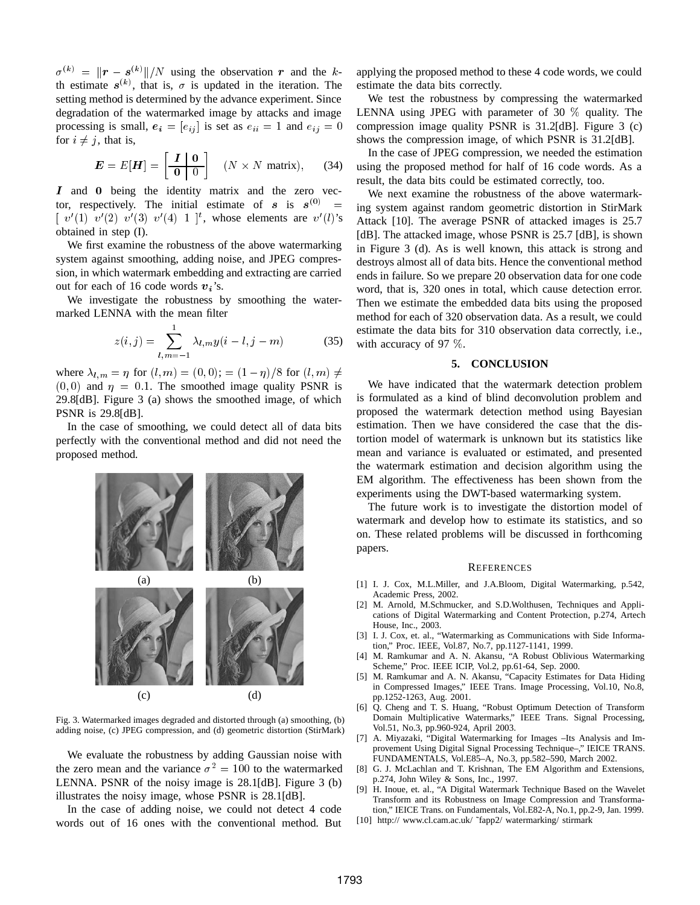$\sigma^{(k)} = \|\boldsymbol{r} - \boldsymbol{s}^{(k)}\|/N$ using the observation $\boldsymbol{r}$ and the $k$-th estimate $\boldsymbol{s}^{(k)}$, that is, $\sigma$ is updated in the iteration. The setting method is determined by the advance experiment. Since degradation of the watermarked image by attacks and image processing is small, $\boldsymbol{e}_i = [e_{ij}]$ is set as $e_{ii} = 1$ and $e_{ij} = 0$ for $i \neq j$, that is,

$$\boldsymbol{E} = E[\boldsymbol{H}] = \left[\begin{array}{c|c} \boldsymbol{I} & \boldsymbol{0} \\ \hline \boldsymbol{0} & 0 \end{array}\right] \quad (N \times N \text{ matrix}), \qquad (34)$$

$\boldsymbol{I}$ and $\boldsymbol{0}$ being the identity matrix and the zero vector, respectively. The initial estimate of $\boldsymbol{s}$ is $\boldsymbol{s}^{(0)} = [\ v'(1)\ v'(2)\ v'(3)\ v'(4)\ 1\ ]^t$, whose elements are $v'(l)$'s obtained in step (I).

We first examine the robustness of the above watermarking system against smoothing, adding noise, and JPEG compression, in which watermark embedding and extracting are carried out for each of 16 code words $\boldsymbol{v}_i$'s.

We investigate the robustness by smoothing the watermarked LENNA with the mean filter

$$z(i,j) = \sum_{l,m=-1}^{1} \lambda_{l,m} y(i-l, j-m) \qquad (35)$$

where $\lambda_{l,m} = \eta$ for $(l,m) = (0,0)$; $= (1-\eta)/8$ for $(l,m) \neq (0,0)$ and $\eta = 0.1$. The smoothed image quality PSNR is 29.8[dB]. Figure 3 (a) shows the smoothed image, of which PSNR is 29.8[dB].

In the case of smoothing, we could detect all of data bits perfectly with the conventional method and did not need the proposed method.

(a) (b) (c) (d)

Fig. 3. Watermarked images degraded and distorted through (a) smoothing, (b) adding noise, (c) JPEG compression, and (d) geometric distortion (StirMark)

We evaluate the robustness by adding Gaussian noise with the zero mean and the variance $\sigma^2 = 100$ to the watermarked LENNA. PSNR of the noisy image is 28.1[dB]. Figure 3 (b) illustrates the noisy image, whose PSNR is 28.1[dB].

In the case of adding noise, we could not detect 4 code words out of 16 ones with the conventional method. But applying the proposed method to these 4 code words, we could estimate the data bits correctly.

We test the robustness by compressing the watermarked LENNA using JPEG with parameter of 30 % quality. The compression image quality PSNR is 31.2[dB]. Figure 3 (c) shows the compression image, of which PSNR is 31.2[dB].

In the case of JPEG compression, we needed the estimation using the proposed method for half of 16 code words. As a result, the data bits could be estimated correctly, too.

We next examine the robustness of the above watermarking system against random geometric distortion in StirMark Attack [10]. The average PSNR of attacked images is 25.7 [dB]. The attacked image, whose PSNR is 25.7 [dB], is shown in Figure 3 (d). As is well known, this attack is strong and destroys almost all of data bits. Hence the conventional method ends in failure. So we prepare 20 observation data for one code word, that is, 320 ones in total, which cause detection error. Then we estimate the embedded data bits using the proposed method for each of 320 observation data. As a result, we could estimate the data bits for 310 observation data correctly, i.e., with accuracy of 97 %.

## 5. CONCLUSION

We have indicated that the watermark detection problem is formulated as a kind of blind deconvolution problem and proposed the watermark detection method using Bayesian estimation. Then we have considered the case that the distortion model of watermark is unknown but its statistics like mean and variance is evaluated or estimated, and presented the watermark estimation and decision algorithm using the EM algorithm. The effectiveness has been shown from the experiments using the DWT-based watermarking system.

The future work is to investigate the distortion model of watermark and develop how to estimate its statistics, and so on. These related problems will be discussed in forthcoming papers.

## REFERENCES

[1] I. J. Cox, M.L.Miller, and J.A.Bloom, Digital Watermarking, p.542, Academic Press, 2002.

[2] M. Arnold, M.Schmucker, and S.D.Wolthusen, Techniques and Applications of Digital Watermarking and Content Protection, p.274, Artech House, Inc., 2003.

[3] I. J. Cox, et. al., "Watermarking as Communications with Side Information," Proc. IEEE, Vol.87, No.7, pp.1127-1141, 1999.

[4] M. Ramkumar and A. N. Akansu, "A Robust Oblivious Watermarking Scheme," Proc. IEEE ICIP, Vol.2, pp.61-64, Sep. 2000.

[5] M. Ramkumar and A. N. Akansu, "Capacity Estimates for Data Hiding in Compressed Images," IEEE Trans. Image Processing, Vol.10, No.8, pp.1252-1263, Aug. 2001.

[6] Q. Cheng and T. S. Huang, "Robust Optimum Detection of Transform Domain Multiplicative Watermarks," IEEE Trans. Signal Processing, Vol.51, No.3, pp.960-924, April 2003.

[7] A. Miyazaki, "Digital Watermarking for Images –Its Analysis and Improvement Using Digital Signal Processing Technique–," IEICE TRANS. FUNDAMENTALS, Vol.E85–A, No.3, pp.582–590, March 2002.

[8] G. J. McLachlan and T. Krishnan, The EM Algorithm and Extensions, p.274, John Wiley & Sons, Inc., 1997.

[9] H. Inoue, et. al., "A Digital Watermark Technique Based on the Wavelet Transform and its Robustness on Image Compression and Transformation," IEICE Trans. on Fundamentals, Vol.E82-A, No.1, pp.2-9, Jan. 1999.

[10] http:// www.cl.cam.ac.uk/ ˜fapp2/ watermarking/ stirmark